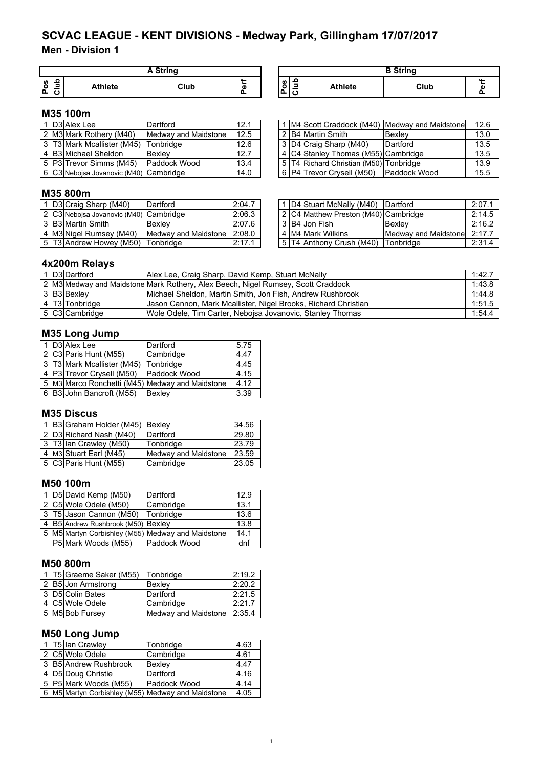# SCVAC LEAGUE - KENT DIVISIONS - Medway Park, Gillingham 17/07/2017

## Men - Division 1

### M35 100m

**A String**

| Pos | Club | Athlete | Club | Perf |
|---|---|---|---|---|
| 1 | D3 | Alex Lee | Dartford | 12.1 |
| 2 | M3 | Mark Rothery (M40) | Medway and Maidstone | 12.5 |
| 3 | T3 | Mark Mcallister (M45) | Tonbridge | 12.6 |
| 4 | B3 | Michael Sheldon | Bexley | 12.7 |
| 5 | P3 | Trevor Simms (M45) | Paddock Wood | 13.4 |
| 6 | C3 | Nebojsa Jovanovic (M40) | Cambridge | 14.0 |

**B String**

| Pos | Club | Athlete | Club | Perf |
|---|---|---|---|---|
| 1 | M4 | Scott Craddock (M40) | Medway and Maidstone | 12.6 |
| 2 | B4 | Martin Smith | Bexley | 13.0 |
| 3 | D4 | Craig Sharp (M40) | Dartford | 13.5 |
| 4 | C4 | Stanley Thomas (M55) | Cambridge | 13.5 |
| 5 | T4 | Richard Christian (M50) | Tonbridge | 13.9 |
| 6 | P4 | Trevor Crysell (M50) | Paddock Wood | 15.5 |

### M35 800m

**A String**

| Pos | Club | Athlete | Club | Perf |
|---|---|---|---|---|
| 1 | D3 | Craig Sharp (M40) | Dartford | 2:04.7 |
| 2 | C3 | Nebojsa Jovanovic (M40) | Cambridge | 2:06.3 |
| 3 | B3 | Martin Smith | Bexley | 2:07.6 |
| 4 | M3 | Nigel Rumsey (M40) | Medway and Maidstone | 2:08.0 |
| 5 | T3 | Andrew Howey (M50) | Tonbridge | 2:17.1 |

**B String**

| Pos | Club | Athlete | Club | Perf |
|---|---|---|---|---|
| 1 | D4 | Stuart McNally (M40) | Dartford | 2:07.1 |
| 2 | C4 | Matthew Preston (M40) | Cambridge | 2:14.5 |
| 3 | B4 | Jon Fish | Bexley | 2:16.2 |
| 4 | M4 | Mark Wilkins | Medway and Maidstone | 2:17.7 |
| 5 | T4 | Anthony Crush (M40) | Tonbridge | 2:31.4 |

### 4x200m Relays

| Pos | Club | Club | Athletes | Perf |
|---|---|---|---|---|
| 1 | D3 | Dartford | Alex Lee, Craig Sharp, David Kemp, Stuart McNally | 1:42.7 |
| 2 | M3 | Medway and Maidstone | Mark Rothery, Alex Beech, Nigel Rumsey, Scott Craddock | 1:43.8 |
| 3 | B3 | Bexley | Michael Sheldon, Martin Smith, Jon Fish, Andrew Rushbrook | 1:44.8 |
| 4 | T3 | Tonbridge | Jason Cannon, Mark Mcallister, Nigel Brooks, Richard Christian | 1:51.5 |
| 5 | C3 | Cambridge | Wole Odele, Tim Carter, Nebojsa Jovanovic, Stanley Thomas | 1:54.4 |

### M35 Long Jump

| Pos | Club | Athlete | Club | Perf |
|---|---|---|---|---|
| 1 | D3 | Alex Lee | Dartford | 5.75 |
| 2 | C3 | Paris Hunt (M55) | Cambridge | 4.47 |
| 3 | T3 | Mark Mcallister (M45) | Tonbridge | 4.45 |
| 4 | P3 | Trevor Crysell (M50) | Paddock Wood | 4.15 |
| 5 | M3 | Marco Ronchetti (M45) | Medway and Maidstone | 4.12 |
| 6 | B3 | John Bancroft (M55) | Bexley | 3.39 |

### M35 Discus

| Pos | Club | Athlete | Club | Perf |
|---|---|---|---|---|
| 1 | B3 | Graham Holder (M45) | Bexley | 34.56 |
| 2 | D3 | Richard Nash (M40) | Dartford | 29.80 |
| 3 | T3 | Ian Crawley (M50) | Tonbridge | 23.79 |
| 4 | M3 | Stuart Earl (M45) | Medway and Maidstone | 23.59 |
| 5 | C3 | Paris Hunt (M55) | Cambridge | 23.05 |

### M50 100m

| Pos | Club | Athlete | Club | Perf |
|---|---|---|---|---|
| 1 | D5 | David Kemp (M50) | Dartford | 12.9 |
| 2 | C5 | Wole Odele (M50) | Cambridge | 13.1 |
| 3 | T5 | Jason Cannon (M50) | Tonbridge | 13.6 |
| 4 | B5 | Andrew Rushbrook (M50) | Bexley | 13.8 |
| 5 | M5 | Martyn Corbishley (M55) | Medway and Maidstone | 14.1 |
| | P5 | Mark Woods (M55) | Paddock Wood | dnf |

### M50 800m

| Pos | Club | Athlete | Club | Perf |
|---|---|---|---|---|
| 1 | T5 | Graeme Saker (M55) | Tonbridge | 2:19.2 |
| 2 | B5 | Jon Armstrong | Bexley | 2:20.2 |
| 3 | D5 | Colin Bates | Dartford | 2:21.5 |
| 4 | C5 | Wole Odele | Cambridge | 2:21.7 |
| 5 | M5 | Bob Fursey | Medway and Maidstone | 2:35.4 |

### M50 Long Jump

| Pos | Club | Athlete | Club | Perf |
|---|---|---|---|---|
| 1 | T5 | Ian Crawley | Tonbridge | 4.63 |
| 2 | C5 | Wole Odele | Cambridge | 4.61 |
| 3 | B5 | Andrew Rushbrook | Bexley | 4.47 |
| 4 | D5 | Doug Christie | Dartford | 4.16 |
| 5 | P5 | Mark Woods (M55) | Paddock Wood | 4.14 |
| 6 | M5 | Martyn Corbishley (M55) | Medway and Maidstone | 4.05 |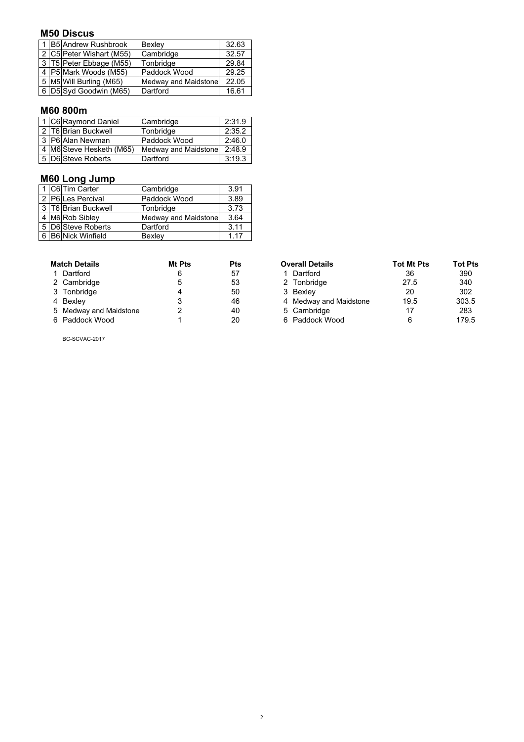## M50 Discus

| | | | | |
|---|---|---|---|---|
| 1 | B5 | Andrew Rushbrook | Bexley | 32.63 |
| 2 | C5 | Peter Wishart (M55) | Cambridge | 32.57 |
| 3 | T5 | Peter Ebbage (M55) | Tonbridge | 29.84 |
| 4 | P5 | Mark Woods (M55) | Paddock Wood | 29.25 |
| 5 | M5 | Will Burling (M65) | Medway and Maidstone | 22.05 |
| 6 | D5 | Syd Goodwin (M65) | Dartford | 16.61 |

## M60 800m

| | | | | |
|---|---|---|---|---|
| 1 | C6 | Raymond Daniel | Cambridge | 2:31.9 |
| 2 | T6 | Brian Buckwell | Tonbridge | 2:35.2 |
| 3 | P6 | Alan Newman | Paddock Wood | 2:46.0 |
| 4 | M6 | Steve Hesketh (M65) | Medway and Maidstone | 2:48.9 |
| 5 | D6 | Steve Roberts | Dartford | 3:19.3 |

## M60 Long Jump

| | | | | |
|---|---|---|---|---|
| 1 | C6 | Tim Carter | Cambridge | 3.91 |
| 2 | P6 | Les Percival | Paddock Wood | 3.89 |
| 3 | T6 | Brian Buckwell | Tonbridge | 3.73 |
| 4 | M6 | Rob Sibley | Medway and Maidstone | 3.64 |
| 5 | D6 | Steve Roberts | Dartford | 3.11 |
| 6 | B6 | Nick Winfield | Bexley | 1.17 |

| Match Details | Mt Pts | Pts |
|---|---|---|
| 1 Dartford | 6 | 57 |
| 2 Cambridge | 5 | 53 |
| 3 Tonbridge | 4 | 50 |
| 4 Bexley | 3 | 46 |
| 5 Medway and Maidstone | 2 | 40 |
| 6 Paddock Wood | 1 | 20 |

| Overall Details | Tot Mt Pts | Tot Pts |
|---|---|---|
| 1 Dartford | 36 | 390 |
| 2 Tonbridge | 27.5 | 340 |
| 3 Bexley | 20 | 302 |
| 4 Medway and Maidstone | 19.5 | 303.5 |
| 5 Cambridge | 17 | 283 |
| 6 Paddock Wood | 6 | 179.5 |

BC-SCVAC-2017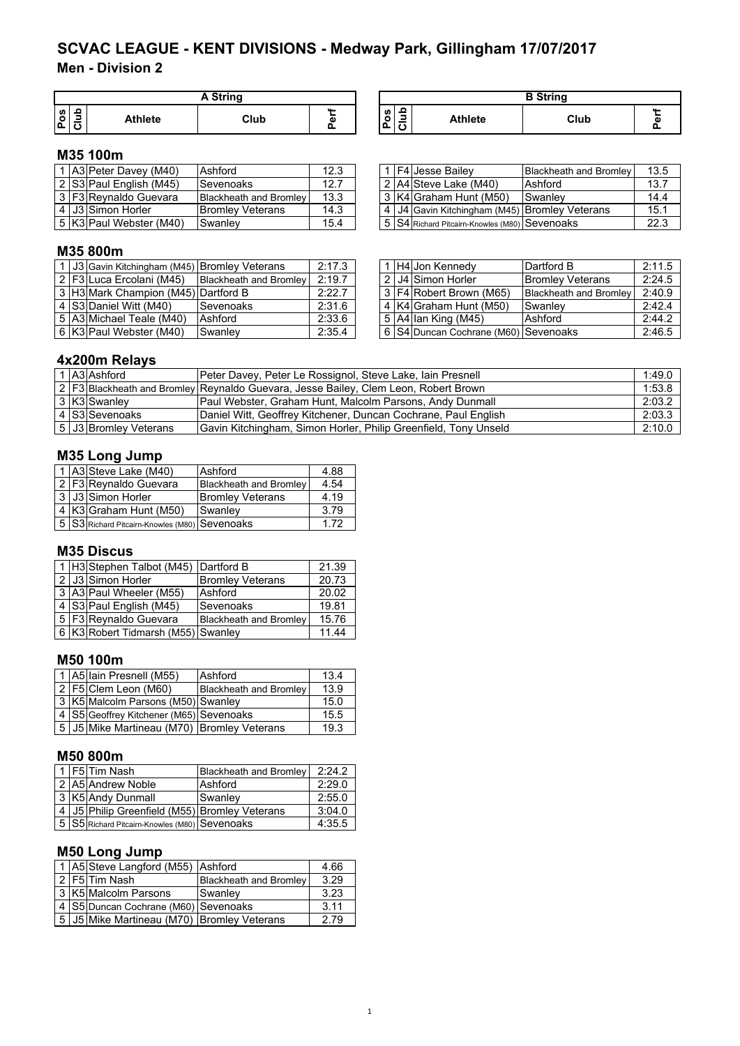# SCVAC LEAGUE - KENT DIVISIONS - Medway Park, Gillingham 17/07/2017

## Men - Division 2

### M35 100m

**A String**

| Pos | Club | Athlete | Club | Perf |
|---|---|---|---|---|
| 1 | A3 | Peter Davey (M40) | Ashford | 12.3 |
| 2 | S3 | Paul English (M45) | Sevenoaks | 12.7 |
| 3 | F3 | Reynaldo Guevara | Blackheath and Bromley | 13.3 |
| 4 | J3 | Simon Horler | Bromley Veterans | 14.3 |
| 5 | K3 | Paul Webster (M40) | Swanley | 15.4 |

**B String**

| Pos | Club | Athlete | Club | Perf |
|---|---|---|---|---|
| 1 | F4 | Jesse Bailey | Blackheath and Bromley | 13.5 |
| 2 | A4 | Steve Lake (M40) | Ashford | 13.7 |
| 3 | K4 | Graham Hunt (M50) | Swanley | 14.4 |
| 4 | J4 | Gavin Kitchingham (M45) | Bromley Veterans | 15.1 |
| 5 | S4 | Richard Pitcairn-Knowles (M80) | Sevenoaks | 22.3 |

### M35 800m

**A String**

| Pos | Club | Athlete | Club | Perf |
|---|---|---|---|---|
| 1 | J3 | Gavin Kitchingham (M45) | Bromley Veterans | 2:17.3 |
| 2 | F3 | Luca Ercolani (M45) | Blackheath and Bromley | 2:19.7 |
| 3 | H3 | Mark Champion (M45) | Dartford B | 2:22.7 |
| 4 | S3 | Daniel Witt (M40) | Sevenoaks | 2:31.6 |
| 5 | A3 | Michael Teale (M40) | Ashford | 2:33.6 |
| 6 | K3 | Paul Webster (M40) | Swanley | 2:35.4 |

**B String**

| Pos | Club | Athlete | Club | Perf |
|---|---|---|---|---|
| 1 | H4 | Jon Kennedy | Dartford B | 2:11.5 |
| 2 | J4 | Simon Horler | Bromley Veterans | 2:24.5 |
| 3 | F4 | Robert Brown (M65) | Blackheath and Bromley | 2:40.9 |
| 4 | K4 | Graham Hunt (M50) | Swanley | 2:42.4 |
| 5 | A4 | Ian King (M45) | Ashford | 2:44.2 |
| 6 | S4 | Duncan Cochrane (M60) | Sevenoaks | 2:46.5 |

### 4x200m Relays

| Pos | Club | Club | Athletes | Perf |
|---|---|---|---|---|
| 1 | A3 | Ashford | Peter Davey, Peter Le Rossignol, Steve Lake, Iain Presnell | 1:49.0 |
| 2 | F3 | Blackheath and Bromley | Reynaldo Guevara, Jesse Bailey, Clem Leon, Robert Brown | 1:53.8 |
| 3 | K3 | Swanley | Paul Webster, Graham Hunt, Malcolm Parsons, Andy Dunmall | 2:03.2 |
| 4 | S3 | Sevenoaks | Daniel Witt, Geoffrey Kitchener, Duncan Cochrane, Paul English | 2:03.3 |
| 5 | J3 | Bromley Veterans | Gavin Kitchingham, Simon Horler, Philip Greenfield, Tony Unseld | 2:10.0 |

### M35 Long Jump

| Pos | Club | Athlete | Club | Perf |
|---|---|---|---|---|
| 1 | A3 | Steve Lake (M40) | Ashford | 4.88 |
| 2 | F3 | Reynaldo Guevara | Blackheath and Bromley | 4.54 |
| 3 | J3 | Simon Horler | Bromley Veterans | 4.19 |
| 4 | K3 | Graham Hunt (M50) | Swanley | 3.79 |
| 5 | S3 | Richard Pitcairn-Knowles (M80) | Sevenoaks | 1.72 |

### M35 Discus

| Pos | Club | Athlete | Club | Perf |
|---|---|---|---|---|
| 1 | H3 | Stephen Talbot (M45) | Dartford B | 21.39 |
| 2 | J3 | Simon Horler | Bromley Veterans | 20.73 |
| 3 | A3 | Paul Wheeler (M55) | Ashford | 20.02 |
| 4 | S3 | Paul English (M45) | Sevenoaks | 19.81 |
| 5 | F3 | Reynaldo Guevara | Blackheath and Bromley | 15.76 |
| 6 | K3 | Robert Tidmarsh (M55) | Swanley | 11.44 |

### M50 100m

| Pos | Club | Athlete | Club | Perf |
|---|---|---|---|---|
| 1 | A5 | Iain Presnell (M55) | Ashford | 13.4 |
| 2 | F5 | Clem Leon (M60) | Blackheath and Bromley | 13.9 |
| 3 | K5 | Malcolm Parsons (M50) | Swanley | 15.0 |
| 4 | S5 | Geoffrey Kitchener (M65) | Sevenoaks | 15.5 |
| 5 | J5 | Mike Martineau (M70) | Bromley Veterans | 19.3 |

### M50 800m

| Pos | Club | Athlete | Club | Perf |
|---|---|---|---|---|
| 1 | F5 | Tim Nash | Blackheath and Bromley | 2:24.2 |
| 2 | A5 | Andrew Noble | Ashford | 2:29.0 |
| 3 | K5 | Andy Dunmall | Swanley | 2:55.0 |
| 4 | J5 | Philip Greenfield (M55) | Bromley Veterans | 3:04.0 |
| 5 | S5 | Richard Pitcairn-Knowles (M80) | Sevenoaks | 4:35.5 |

### M50 Long Jump

| Pos | Club | Athlete | Club | Perf |
|---|---|---|---|---|
| 1 | A5 | Steve Langford (M55) | Ashford | 4.66 |
| 2 | F5 | Tim Nash | Blackheath and Bromley | 3.29 |
| 3 | K5 | Malcolm Parsons | Swanley | 3.23 |
| 4 | S5 | Duncan Cochrane (M60) | Sevenoaks | 3.11 |
| 5 | J5 | Mike Martineau (M70) | Bromley Veterans | 2.79 |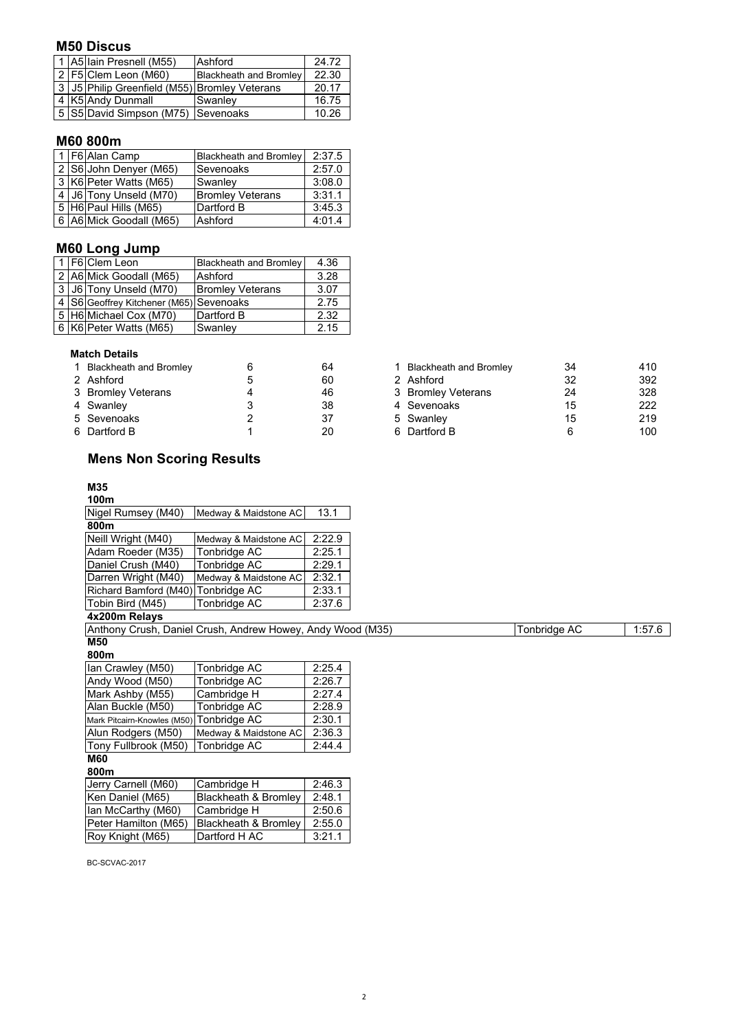## M50 Discus

| | | | | |
|---|---|---|---|---|
| 1 | A5 | Iain Presnell (M55) | Ashford | 24.72 |
| 2 | F5 | Clem Leon (M60) | Blackheath and Bromley | 22.30 |
| 3 | J5 | Philip Greenfield (M55) | Bromley Veterans | 20.17 |
| 4 | K5 | Andy Dunmall | Swanley | 16.75 |
| 5 | S5 | David Simpson (M75) | Sevenoaks | 10.26 |

## M60 800m

| | | | | |
|---|---|---|---|---|
| 1 | F6 | Alan Camp | Blackheath and Bromley | 2:37.5 |
| 2 | S6 | John Denyer (M65) | Sevenoaks | 2:57.0 |
| 3 | K6 | Peter Watts (M65) | Swanley | 3:08.0 |
| 4 | J6 | Tony Unseld (M70) | Bromley Veterans | 3:31.1 |
| 5 | H6 | Paul Hills (M65) | Dartford B | 3:45.3 |
| 6 | A6 | Mick Goodall (M65) | Ashford | 4:01.4 |

## M60 Long Jump

| | | | | |
|---|---|---|---|---|
| 1 | F6 | Clem Leon | Blackheath and Bromley | 4.36 |
| 2 | A6 | Mick Goodall (M65) | Ashford | 3.28 |
| 3 | J6 | Tony Unseld (M70) | Bromley Veterans | 3.07 |
| 4 | S6 | Geoffrey Kitchener (M65) | Sevenoaks | 2.75 |
| 5 | H6 | Michael Cox (M70) | Dartford B | 2.32 |
| 6 | K6 | Peter Watts (M65) | Swanley | 2.15 |

### Match Details

| | | | |
|---|---|---|---|
| 1 | Blackheath and Bromley | 6 | 64 |
| 2 | Ashford | 5 | 60 |
| 3 | Bromley Veterans | 4 | 46 |
| 4 | Swanley | 3 | 38 |
| 5 | Sevenoaks | 2 | 37 |
| 6 | Dartford B | 1 | 20 |

| | | | |
|---|---|---|---|
| 1 | Blackheath and Bromley | 34 | 410 |
| 2 | Ashford | 32 | 392 |
| 3 | Bromley Veterans | 24 | 328 |
| 4 | Sevenoaks | 15 | 222 |
| 5 | Swanley | 15 | 219 |
| 6 | Dartford B | 6 | 100 |

## Mens Non Scoring Results

**M35**

**100m**

| | | |
|---|---|---|
| Nigel Rumsey (M40) | Medway & Maidstone AC | 13.1 |

**800m**

| | | |
|---|---|---|
| Neill Wright (M40) | Medway & Maidstone AC | 2:22.9 |
| Adam Roeder (M35) | Tonbridge AC | 2:25.1 |
| Daniel Crush (M40) | Tonbridge AC | 2:29.1 |
| Darren Wright (M40) | Medway & Maidstone AC | 2:32.1 |
| Richard Bamford (M40) | Tonbridge AC | 2:33.1 |
| Tobin Bird (M45) | Tonbridge AC | 2:37.6 |

**4x200m Relays**

| | | |
|---|---|---|
| Anthony Crush, Daniel Crush, Andrew Howey, Andy Wood (M35) | Tonbridge AC | 1:57.6 |

**M50**

**800m**

| | | |
|---|---|---|
| Ian Crawley (M50) | Tonbridge AC | 2:25.4 |
| Andy Wood (M50) | Tonbridge AC | 2:26.7 |
| Mark Ashby (M55) | Cambridge H | 2:27.4 |
| Alan Buckle (M50) | Tonbridge AC | 2:28.9 |
| Mark Pitcairn-Knowles (M50) | Tonbridge AC | 2:30.1 |
| Alun Rodgers (M50) | Medway & Maidstone AC | 2:36.3 |
| Tony Fullbrook (M50) | Tonbridge AC | 2:44.4 |

**M60**

**800m**

| | | |
|---|---|---|
| Jerry Carnell (M60) | Cambridge H | 2:46.3 |
| Ken Daniel (M65) | Blackheath & Bromley | 2:48.1 |
| Ian McCarthy (M60) | Cambridge H | 2:50.6 |
| Peter Hamilton (M65) | Blackheath & Bromley | 2:55.0 |
| Roy Knight (M65) | Dartford H AC | 3:21.1 |

BC-SCVAC-2017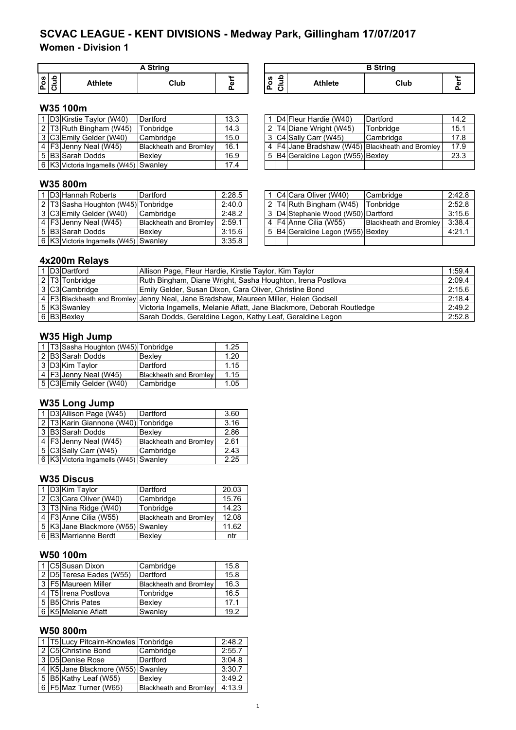# SCVAC LEAGUE - KENT DIVISIONS - Medway Park, Gillingham 17/07/2017

## Women - Division 1

### W35 100m

| A String | | | | | B String | | | | |
|---|---|---|---|---|---|---|---|---|---|
| Pos | Club | Athlete | Club | Perf | Pos | Club | Athlete | Club | Perf |
| 1 | D3 | Kirstie Taylor (W40) | Dartford | 13.3 | 1 | D4 | Fleur Hardie (W40) | Dartford | 14.2 |
| 2 | T3 | Ruth Bingham (W45) | Tonbridge | 14.3 | 2 | T4 | Diane Wright (W45) | Tonbridge | 15.1 |
| 3 | C3 | Emily Gelder (W40) | Cambridge | 15.0 | 3 | C4 | Sally Carr (W45) | Cambridge | 17.8 |
| 4 | F3 | Jenny Neal (W45) | Blackheath and Bromley | 16.1 | 4 | F4 | Jane Bradshaw (W45) | Blackheath and Bromley | 17.9 |
| 5 | B3 | Sarah Dodds | Bexley | 16.9 | 5 | B4 | Geraldine Legon (W55) | Bexley | 23.3 |
| 6 | K3 | Victoria Ingamells (W45) | Swanley | 17.4 | | | | | |

### W35 800m

| A String | | | | | B String | | | | |
|---|---|---|---|---|---|---|---|---|---|
| Pos | Club | Athlete | Club | Perf | Pos | Club | Athlete | Club | Perf |
| 1 | D3 | Hannah Roberts | Dartford | 2:28.5 | 1 | C4 | Cara Oliver (W40) | Cambridge | 2:42.8 |
| 2 | T3 | Sasha Houghton (W45) | Tonbridge | 2:40.0 | 2 | T4 | Ruth Bingham (W45) | Tonbridge | 2:52.8 |
| 3 | C3 | Emily Gelder (W40) | Cambridge | 2:48.2 | 3 | D4 | Stephanie Wood (W50) | Dartford | 3:15.6 |
| 4 | F3 | Jenny Neal (W45) | Blackheath and Bromley | 2:59.1 | 4 | F4 | Anne Cilia (W55) | Blackheath and Bromley | 3:38.4 |
| 5 | B3 | Sarah Dodds | Bexley | 3:15.6 | 5 | B4 | Geraldine Legon (W55) | Bexley | 4:21.1 |
| 6 | K3 | Victoria Ingamells (W45) | Swanley | 3:35.8 | | | | | |

### 4x200m Relays

| Pos | Club | Team | Athletes | Perf |
|---|---|---|---|---|
| 1 | D3 | Dartford | Allison Page, Fleur Hardie, Kirstie Taylor, Kim Taylor | 1:59.4 |
| 2 | T3 | Tonbridge | Ruth Bingham, Diane Wright, Sasha Houghton, Irena Postlova | 2:09.4 |
| 3 | C3 | Cambridge | Emily Gelder, Susan Dixon, Cara Oliver, Christine Bond | 2:15.6 |
| 4 | F3 | Blackheath and Bromley | Jenny Neal, Jane Bradshaw, Maureen Miller, Helen Godsell | 2:18.4 |
| 5 | K3 | Swanley | Victoria Ingamells, Melanie Aflatt, Jane Blackmore, Deborah Routledge | 2:49.2 |
| 6 | B3 | Bexley | Sarah Dodds, Geraldine Legon, Kathy Leaf, Geraldine Legon | 2:52.8 |

### W35 High Jump

| Pos | Club | Athlete | Club | Perf |
|---|---|---|---|---|
| 1 | T3 | Sasha Houghton (W45) | Tonbridge | 1.25 |
| 2 | B3 | Sarah Dodds | Bexley | 1.20 |
| 3 | D3 | Kim Taylor | Dartford | 1.15 |
| 4 | F3 | Jenny Neal (W45) | Blackheath and Bromley | 1.15 |
| 5 | C3 | Emily Gelder (W40) | Cambridge | 1.05 |

### W35 Long Jump

| Pos | Club | Athlete | Club | Perf |
|---|---|---|---|---|
| 1 | D3 | Allison Page (W45) | Dartford | 3.60 |
| 2 | T3 | Karin Giannone (W40) | Tonbridge | 3.16 |
| 3 | B3 | Sarah Dodds | Bexley | 2.86 |
| 4 | F3 | Jenny Neal (W45) | Blackheath and Bromley | 2.61 |
| 5 | C3 | Sally Carr (W45) | Cambridge | 2.43 |
| 6 | K3 | Victoria Ingamells (W45) | Swanley | 2.25 |

### W35 Discus

| Pos | Club | Athlete | Club | Perf |
|---|---|---|---|---|
| 1 | D3 | Kim Taylor | Dartford | 20.03 |
| 2 | C3 | Cara Oliver (W40) | Cambridge | 15.76 |
| 3 | T3 | Nina Ridge (W40) | Tonbridge | 14.23 |
| 4 | F3 | Anne Cilia (W55) | Blackheath and Bromley | 12.08 |
| 5 | K3 | Jane Blackmore (W55) | Swanley | 11.62 |
| 6 | B3 | Marrianne Berdt | Bexley | ntr |

### W50 100m

| Pos | Club | Athlete | Club | Perf |
|---|---|---|---|---|
| 1 | C5 | Susan Dixon | Cambridge | 15.8 |
| 2 | D5 | Teresa Eades (W55) | Dartford | 15.8 |
| 3 | F5 | Maureen Miller | Blackheath and Bromley | 16.3 |
| 4 | T5 | Irena Postlova | Tonbridge | 16.5 |
| 5 | B5 | Chris Pates | Bexley | 17.1 |
| 6 | K5 | Melanie Aflatt | Swanley | 19.2 |

### W50 800m

| Pos | Club | Athlete | Club | Perf |
|---|---|---|---|---|
| 1 | T5 | Lucy Pitcairn-Knowles | Tonbridge | 2:48.2 |
| 2 | C5 | Christine Bond | Cambridge | 2:55.7 |
| 3 | D5 | Denise Rose | Dartford | 3:04.8 |
| 4 | K5 | Jane Blackmore (W55) | Swanley | 3:30.7 |
| 5 | B5 | Kathy Leaf (W55) | Bexley | 3:49.2 |
| 6 | F5 | Maz Turner (W65) | Blackheath and Bromley | 4:13.9 |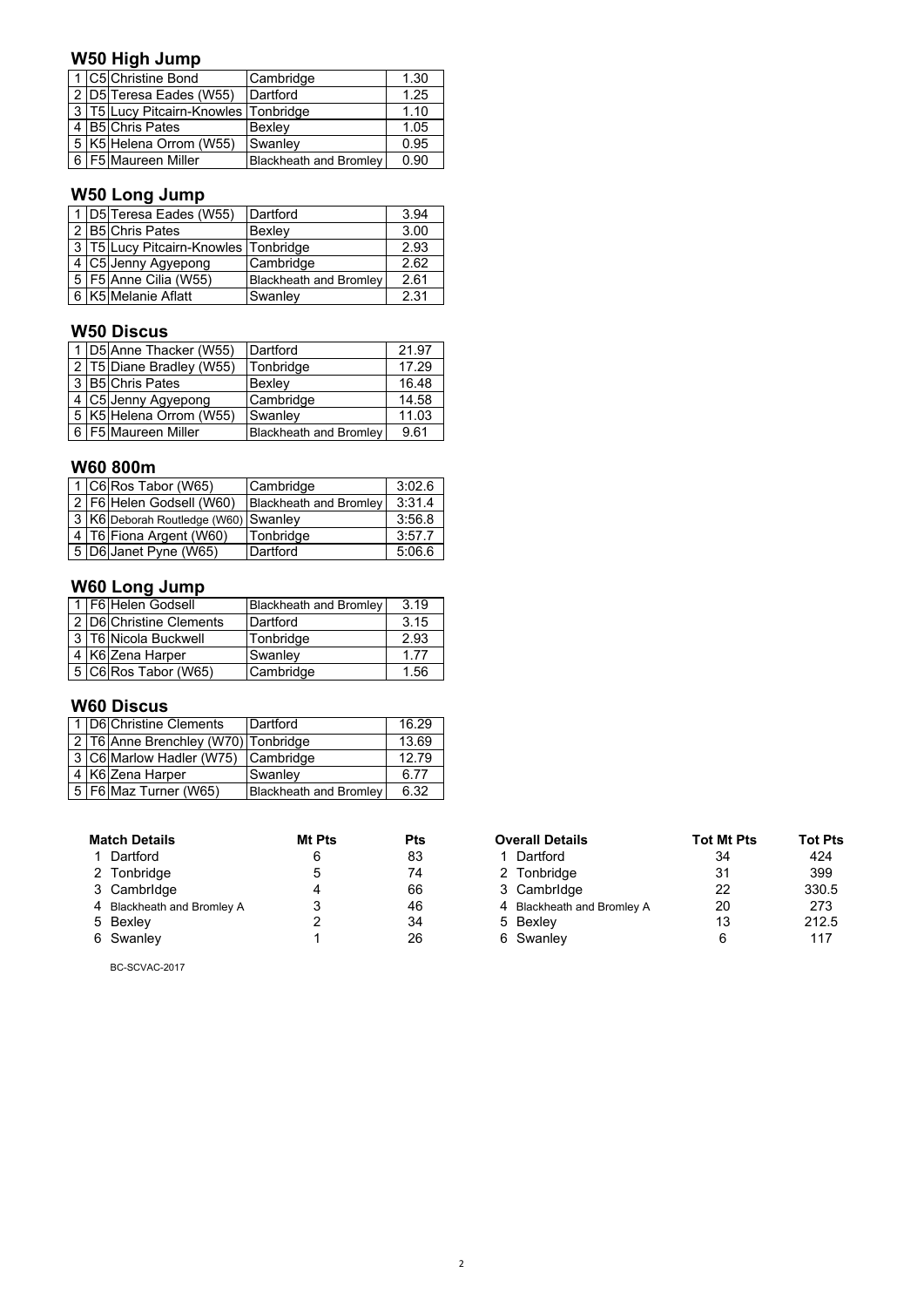## W50 High Jump

| | | | | |
|---|---|---|---|---|
| 1 | C5 | Christine Bond | Cambridge | 1.30 |
| 2 | D5 | Teresa Eades (W55) | Dartford | 1.25 |
| 3 | T5 | Lucy Pitcairn-Knowles | Tonbridge | 1.10 |
| 4 | B5 | Chris Pates | Bexley | 1.05 |
| 5 | K5 | Helena Orrom (W55) | Swanley | 0.95 |
| 6 | F5 | Maureen Miller | Blackheath and Bromley | 0.90 |

## W50 Long Jump

| | | | | |
|---|---|---|---|---|
| 1 | D5 | Teresa Eades (W55) | Dartford | 3.94 |
| 2 | B5 | Chris Pates | Bexley | 3.00 |
| 3 | T5 | Lucy Pitcairn-Knowles | Tonbridge | 2.93 |
| 4 | C5 | Jenny Agyepong | Cambridge | 2.62 |
| 5 | F5 | Anne Cilia (W55) | Blackheath and Bromley | 2.61 |
| 6 | K5 | Melanie Aflatt | Swanley | 2.31 |

## W50 Discus

| | | | | |
|---|---|---|---|---|
| 1 | D5 | Anne Thacker (W55) | Dartford | 21.97 |
| 2 | T5 | Diane Bradley (W55) | Tonbridge | 17.29 |
| 3 | B5 | Chris Pates | Bexley | 16.48 |
| 4 | C5 | Jenny Agyepong | Cambridge | 14.58 |
| 5 | K5 | Helena Orrom (W55) | Swanley | 11.03 |
| 6 | F5 | Maureen Miller | Blackheath and Bromley | 9.61 |

## W60 800m

| | | | | |
|---|---|---|---|---|
| 1 | C6 | Ros Tabor (W65) | Cambridge | 3:02.6 |
| 2 | F6 | Helen Godsell (W60) | Blackheath and Bromley | 3:31.4 |
| 3 | K6 | Deborah Routledge (W60) | Swanley | 3:56.8 |
| 4 | T6 | Fiona Argent (W60) | Tonbridge | 3:57.7 |
| 5 | D6 | Janet Pyne (W65) | Dartford | 5:06.6 |

## W60 Long Jump

| | | | | |
|---|---|---|---|---|
| 1 | F6 | Helen Godsell | Blackheath and Bromley | 3.19 |
| 2 | D6 | Christine Clements | Dartford | 3.15 |
| 3 | T6 | Nicola Buckwell | Tonbridge | 2.93 |
| 4 | K6 | Zena Harper | Swanley | 1.77 |
| 5 | C6 | Ros Tabor (W65) | Cambridge | 1.56 |

## W60 Discus

| | | | | |
|---|---|---|---|---|
| 1 | D6 | Christine Clements | Dartford | 16.29 |
| 2 | T6 | Anne Brenchley (W70) | Tonbridge | 13.69 |
| 3 | C6 | Marlow Hadler (W75) | Cambridge | 12.79 |
| 4 | K6 | Zena Harper | Swanley | 6.77 |
| 5 | F6 | Maz Turner (W65) | Blackheath and Bromley | 6.32 |

| Match Details | Mt Pts | Pts |
|---|---|---|
| 1 Dartford | 6 | 83 |
| 2 Tonbridge | 5 | 74 |
| 3 CambrIdge | 4 | 66 |
| 4 Blackheath and Bromley A | 3 | 46 |
| 5 Bexley | 2 | 34 |
| 6 Swanley | 1 | 26 |

| Overall Details | Tot Mt Pts | Tot Pts |
|---|---|---|
| 1 Dartford | 34 | 424 |
| 2 Tonbridge | 31 | 399 |
| 3 CambrIdge | 22 | 330.5 |
| 4 Blackheath and Bromley A | 20 | 273 |
| 5 Bexley | 13 | 212.5 |
| 6 Swanley | 6 | 117 |

BC-SCVAC-2017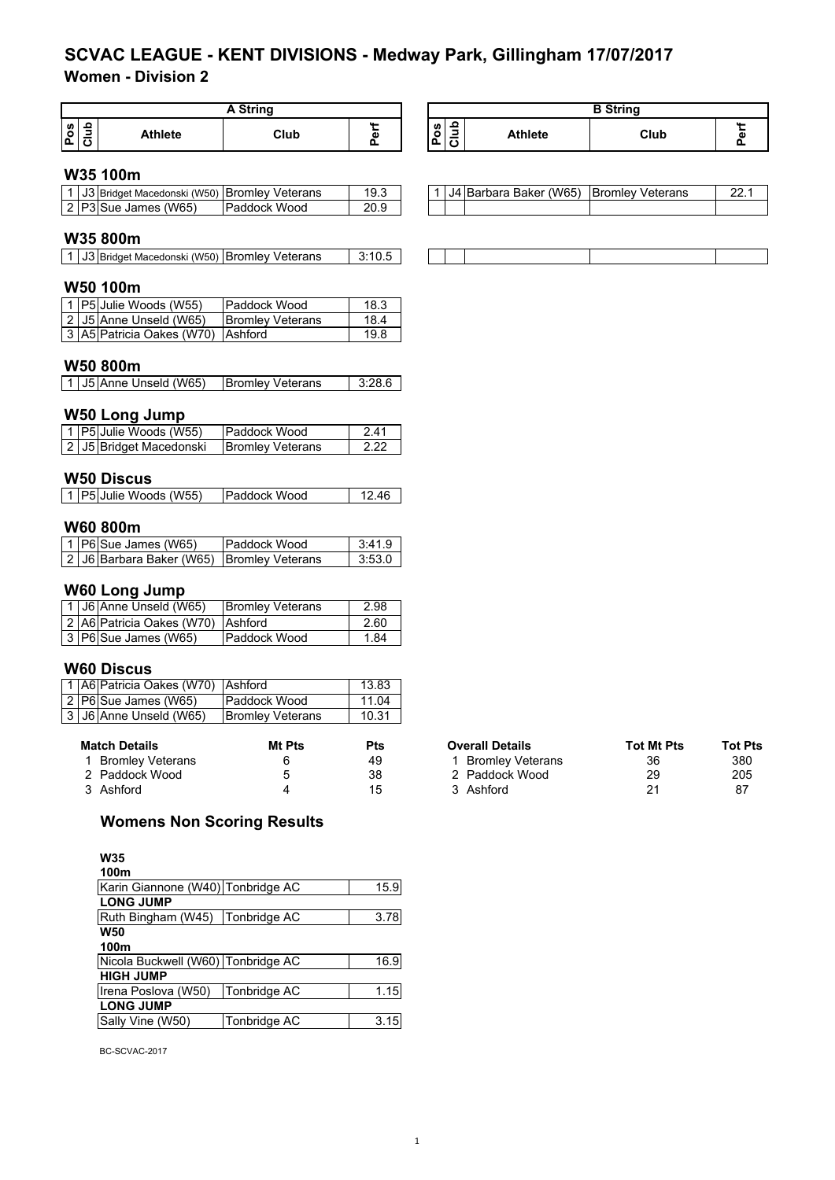# SCVAC LEAGUE - KENT DIVISIONS - Medway Park, Gillingham 17/07/2017

## Women - Division 2

| A String | | | | | B String | | | | |
|---|---|---|---|---|---|---|---|---|---|
| Pos | Club | Athlete | Club | Perf | Pos | Club | Athlete | Club | Perf |

### W35 100m

| Pos | Club | Athlete | Club | Perf | Pos | Club | Athlete | Club | Perf |
|---|---|---|---|---|---|---|---|---|---|
| 1 | J3 | Bridget Macedonski (W50) | Bromley Veterans | 19.3 | 1 | J4 | Barbara Baker (W65) | Bromley Veterans | 22.1 |
| 2 | P3 | Sue James (W65) | Paddock Wood | 20.9 | | | | | |

### W35 800m

| Pos | Club | Athlete | Club | Perf |
|---|---|---|---|---|
| 1 | J3 | Bridget Macedonski (W50) | Bromley Veterans | 3:10.5 |

### W50 100m

| Pos | Club | Athlete | Club | Perf |
|---|---|---|---|---|
| 1 | P5 | Julie Woods (W55) | Paddock Wood | 18.3 |
| 2 | J5 | Anne Unseld (W65) | Bromley Veterans | 18.4 |
| 3 | A5 | Patricia Oakes (W70) | Ashford | 19.8 |

### W50 800m

| Pos | Club | Athlete | Club | Perf |
|---|---|---|---|---|
| 1 | J5 | Anne Unseld (W65) | Bromley Veterans | 3:28.6 |

### W50 Long Jump

| Pos | Club | Athlete | Club | Perf |
|---|---|---|---|---|
| 1 | P5 | Julie Woods (W55) | Paddock Wood | 2.41 |
| 2 | J5 | Bridget Macedonski | Bromley Veterans | 2.22 |

### W50 Discus

| Pos | Club | Athlete | Club | Perf |
|---|---|---|---|---|
| 1 | P5 | Julie Woods (W55) | Paddock Wood | 12.46 |

### W60 800m

| Pos | Club | Athlete | Club | Perf |
|---|---|---|---|---|
| 1 | P6 | Sue James (W65) | Paddock Wood | 3:41.9 |
| 2 | J6 | Barbara Baker (W65) | Bromley Veterans | 3:53.0 |

### W60 Long Jump

| Pos | Club | Athlete | Club | Perf |
|---|---|---|---|---|
| 1 | J6 | Anne Unseld (W65) | Bromley Veterans | 2.98 |
| 2 | A6 | Patricia Oakes (W70) | Ashford | 2.60 |
| 3 | P6 | Sue James (W65) | Paddock Wood | 1.84 |

### W60 Discus

| Pos | Club | Athlete | Club | Perf |
|---|---|---|---|---|
| 1 | A6 | Patricia Oakes (W70) | Ashford | 13.83 |
| 2 | P6 | Sue James (W65) | Paddock Wood | 11.04 |
| 3 | J6 | Anne Unseld (W65) | Bromley Veterans | 10.31 |

| Match Details | Mt Pts | Pts |
|---|---|---|
| 1 Bromley Veterans | 6 | 49 |
| 2 Paddock Wood | 5 | 38 |
| 3 Ashford | 4 | 15 |

| Overall Details | Tot Mt Pts | Tot Pts |
|---|---|---|
| 1 Bromley Veterans | 36 | 380 |
| 2 Paddock Wood | 29 | 205 |
| 3 Ashford | 21 | 87 |

## Womens Non Scoring Results

| | | |
|---|---|---|
| **W35** | | |
| **100m** | | |
| Karin Giannone (W40) | Tonbridge AC | 15.9 |
| **LONG JUMP** | | |
| Ruth Bingham (W45) | Tonbridge AC | 3.78 |
| **W50** | | |
| **100m** | | |
| Nicola Buckwell (W60) | Tonbridge AC | 16.9 |
| **HIGH JUMP** | | |
| Irena Poslova (W50) | Tonbridge AC | 1.15 |
| **LONG JUMP** | | |
| Sally Vine (W50) | Tonbridge AC | 3.15 |

BC-SCVAC-2017